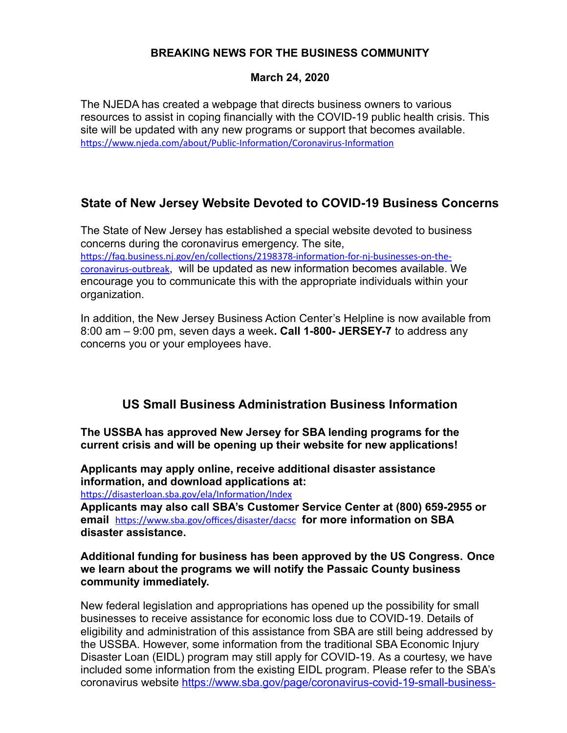**BREAKING NEWS FOR THE BUSINESS COMMUNITY**

**March 24, 2020**

The NJEDA has created a webpage that directs business owners to various resources to assist in coping financially with the COVID-19 public health crisis. This site will be updated with any new programs or support that becomes available. https://www.njeda.com/about/Public-Information/Coronavirus-Information

## State of New Jersey Website Devoted to COVID-19 Business Concerns

The State of New Jersey has established a special website devoted to business concerns during the coronavirus emergency. The site, https://faq.business.nj.gov/en/collections/2198378-information-for-nj-businesses-on-the-coronavirus-outbreak, will be updated as new information becomes available. We encourage you to communicate this with the appropriate individuals within your organization.

In addition, the New Jersey Business Action Center's Helpline is now available from 8:00 am – 9:00 pm, seven days a week**. Call 1-800- JERSEY-7** to address any concerns you or your employees have.

## US Small Business Administration Business Information

**The USSBA has approved New Jersey for SBA lending programs for the current crisis and will be opening up their website for new applications!**

**Applicants may apply online, receive additional disaster assistance information, and download applications at:**
https://disasterloan.sba.gov/ela/Information/Index
**Applicants may also call SBA's Customer Service Center at (800) 659-2955 or email** https://www.sba.gov/offices/disaster/dacsc **for more information on SBA disaster assistance.**

**Additional funding for business has been approved by the US Congress. Once we learn about the programs we will notify the Passaic County business community immediately.**

New federal legislation and appropriations has opened up the possibility for small businesses to receive assistance for economic loss due to COVID-19. Details of eligibility and administration of this assistance from SBA are still being addressed by the USSBA. However, some information from the traditional SBA Economic Injury Disaster Loan (EIDL) program may still apply for COVID-19. As a courtesy, we have included some information from the existing EIDL program. Please refer to the SBA's coronavirus website https://www.sba.gov/page/coronavirus-covid-19-small-business-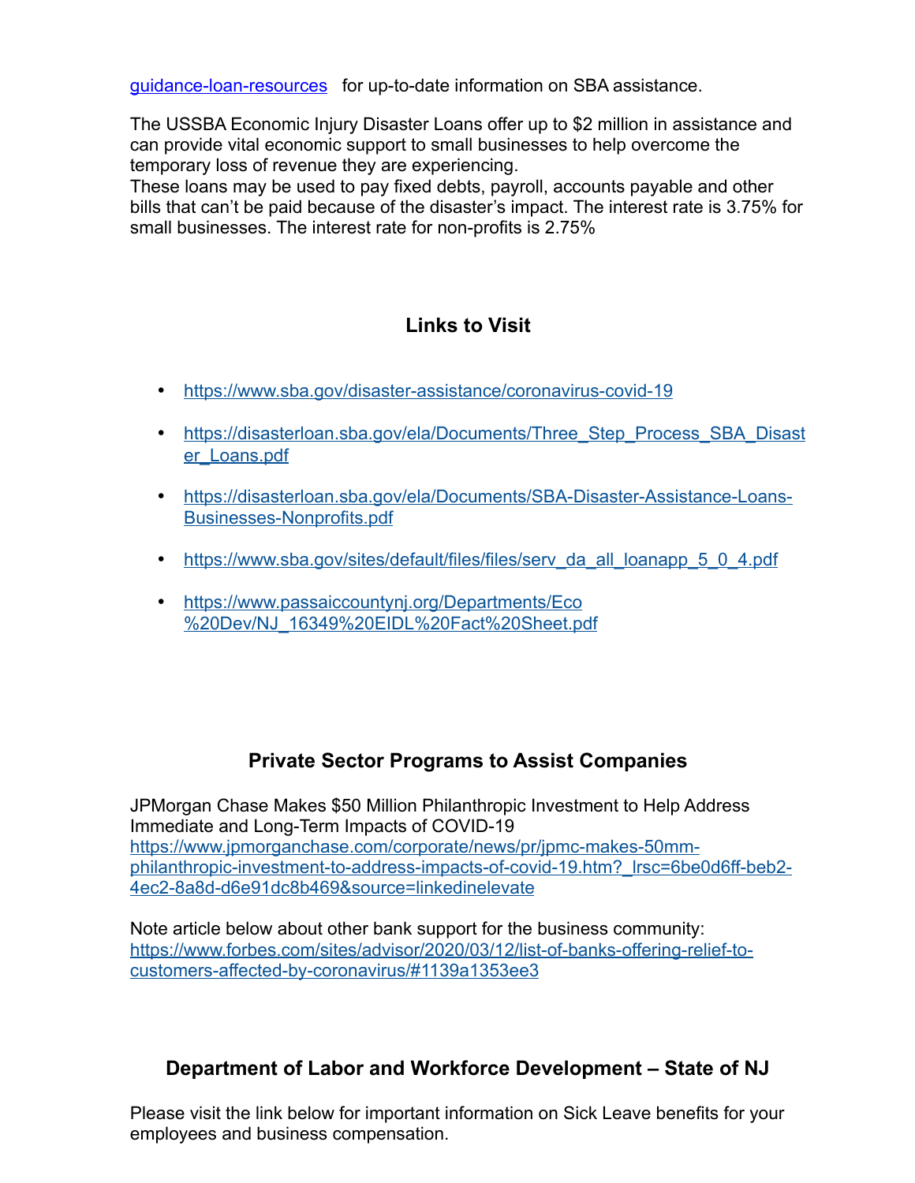[guidance-loan-resources](guidance-loan-resources) for up-to-date information on SBA assistance.

The USSBA Economic Injury Disaster Loans offer up to $2 million in assistance and can provide vital economic support to small businesses to help overcome the temporary loss of revenue they are experiencing.
These loans may be used to pay fixed debts, payroll, accounts payable and other bills that can't be paid because of the disaster's impact. The interest rate is 3.75% for small businesses. The interest rate for non-profits is 2.75%

## Links to Visit

- https://www.sba.gov/disaster-assistance/coronavirus-covid-19
- https://disasterloan.sba.gov/ela/Documents/Three_Step_Process_SBA_Disaster_Loans.pdf
- https://disasterloan.sba.gov/ela/Documents/SBA-Disaster-Assistance-Loans-Businesses-Nonprofits.pdf
- https://www.sba.gov/sites/default/files/files/serv_da_all_loanapp_5_0_4.pdf
- https://www.passaiccountynj.org/Departments/Eco%20Dev/NJ_16349%20EIDL%20Fact%20Sheet.pdf

## Private Sector Programs to Assist Companies

JPMorgan Chase Makes $50 Million Philanthropic Investment to Help Address Immediate and Long-Term Impacts of COVID-19
https://www.jpmorganchase.com/corporate/news/pr/jpmc-makes-50mm-philanthropic-investment-to-address-impacts-of-covid-19.htm?_lrsc=6be0d6ff-beb2-4ec2-8a8d-d6e91dc8b469&source=linkedinelevate

Note article below about other bank support for the business community:
https://www.forbes.com/sites/advisor/2020/03/12/list-of-banks-offering-relief-to-customers-affected-by-coronavirus/#1139a1353ee3

## Department of Labor and Workforce Development – State of NJ

Please visit the link below for important information on Sick Leave benefits for your employees and business compensation.